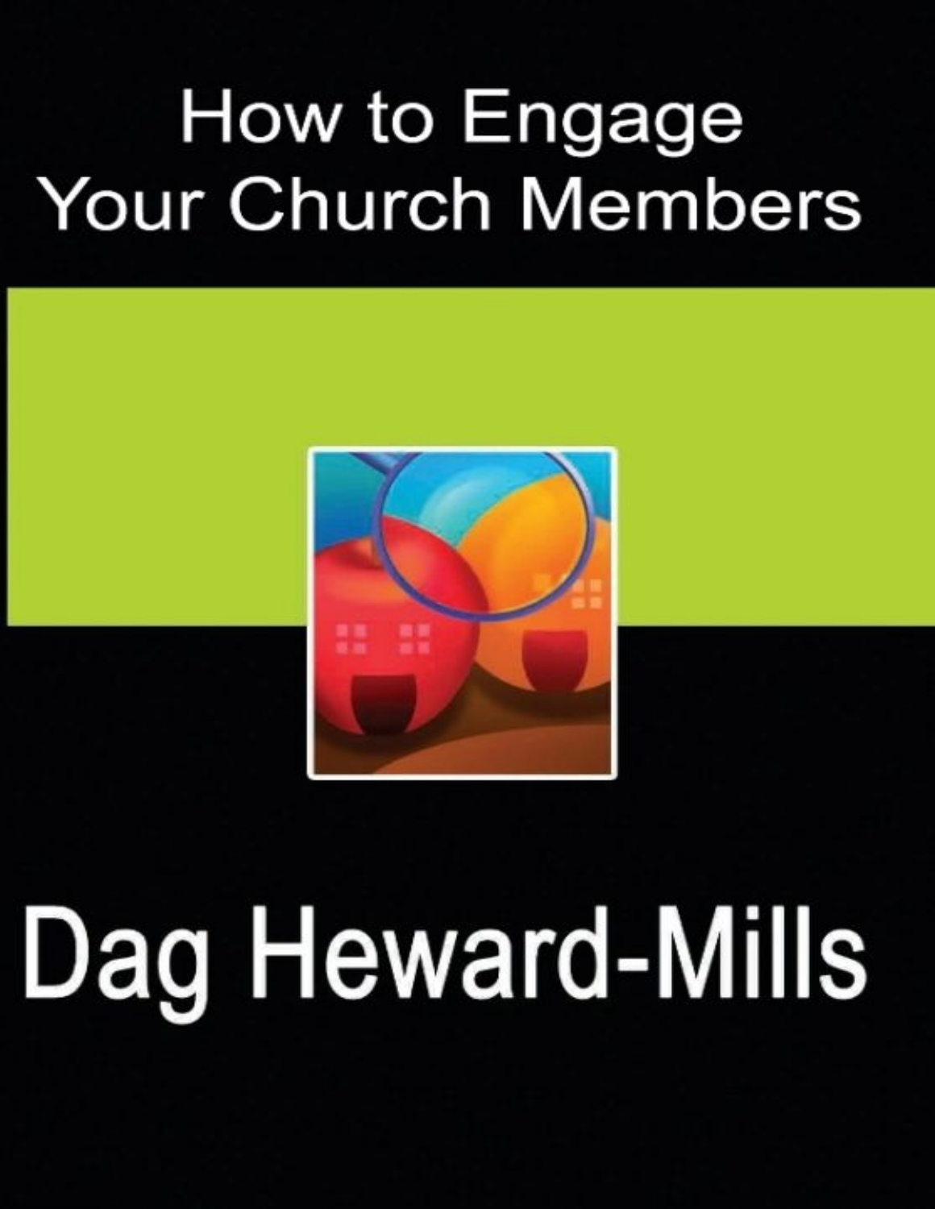# How to Engage Your Church Members

## Dag Heward-Mills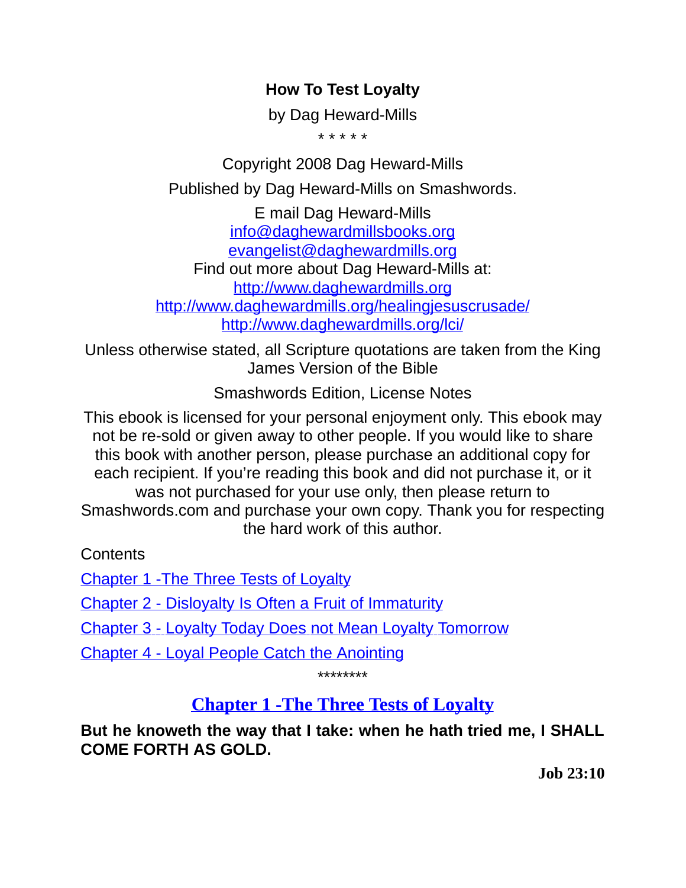# How To Test Loyalty

by Dag Heward-Mills

\* \* \* \* \*

Copyright 2008 Dag Heward-Mills

Published by Dag Heward-Mills on Smashwords.

E mail Dag Heward-Mills
info@daghewardmillsbooks.org
evangelist@daghewardmills.org
Find out more about Dag Heward-Mills at:
http://www.daghewardmills.org
http://www.daghewardmills.org/healingjesuscrusade/
http://www.daghewardmills.org/lci/

Unless otherwise stated, all Scripture quotations are taken from the King James Version of the Bible

Smashwords Edition, License Notes

This ebook is licensed for your personal enjoyment only. This ebook may not be re-sold or given away to other people. If you would like to share this book with another person, please purchase an additional copy for each recipient. If you're reading this book and did not purchase it, or it was not purchased for your use only, then please return to Smashwords.com and purchase your own copy. Thank you for respecting the hard work of this author.

Contents

Chapter 1 -The Three Tests of Loyalty

Chapter 2 - Disloyalty Is Often a Fruit of Immaturity

Chapter 3 - Loyalty Today Does not Mean Loyalty Tomorrow

Chapter 4 - Loyal People Catch the Anointing

\*\*\*\*\*\*\*\*

## Chapter 1 -The Three Tests of Loyalty

**But he knoweth the way that I take: when he hath tried me, I SHALL COME FORTH AS GOLD.**

**Job 23:10**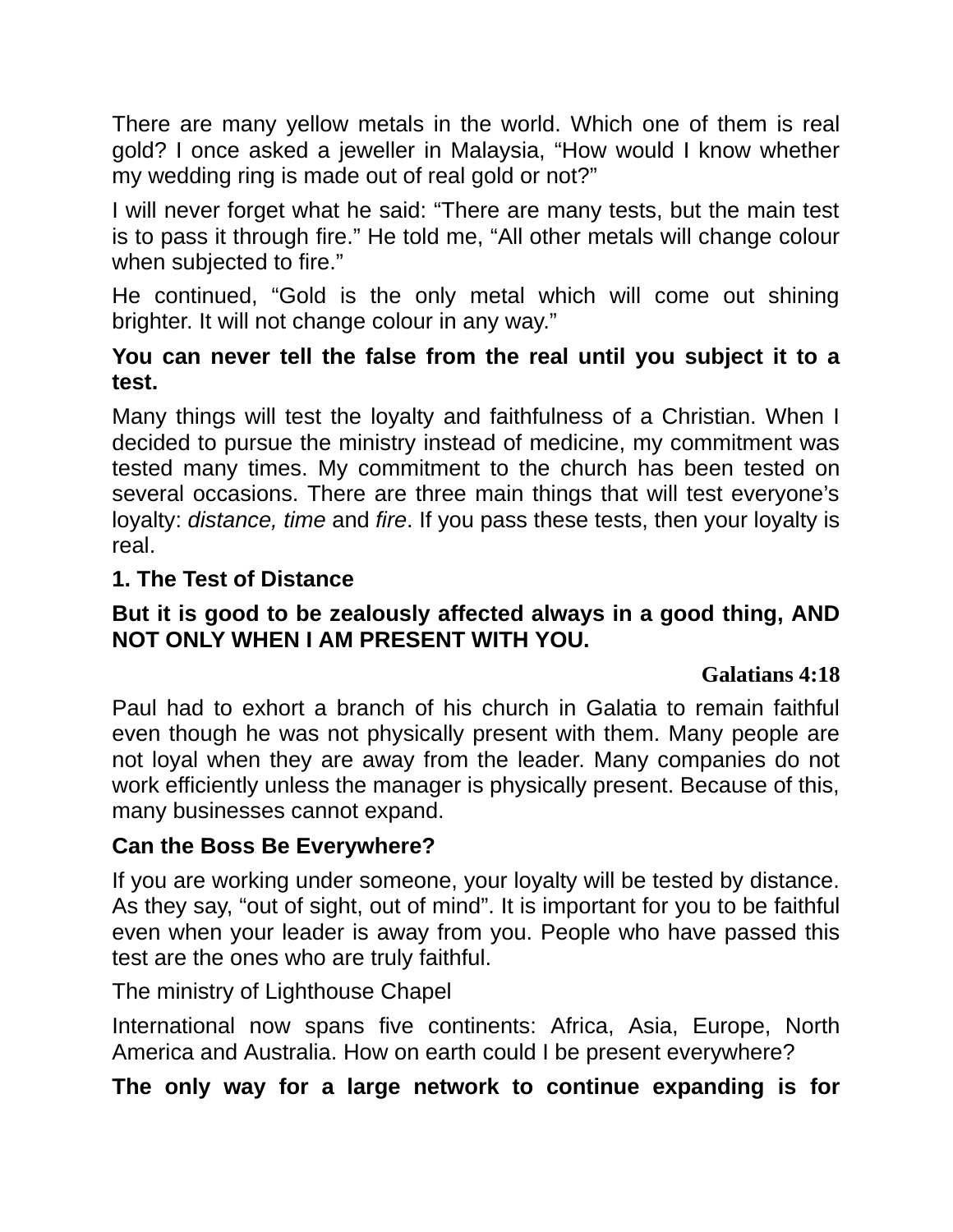There are many yellow metals in the world. Which one of them is real gold? I once asked a jeweller in Malaysia, “How would I know whether my wedding ring is made out of real gold or not?”

I will never forget what he said: “There are many tests, but the main test is to pass it through fire.” He told me, “All other metals will change colour when subjected to fire.”

He continued, “Gold is the only metal which will come out shining brighter. It will not change colour in any way.”

**You can never tell the false from the real until you subject it to a test.**

Many things will test the loyalty and faithfulness of a Christian. When I decided to pursue the ministry instead of medicine, my commitment was tested many times. My commitment to the church has been tested on several occasions. There are three main things that will test everyone’s loyalty: *distance, time* and *fire*. If you pass these tests, then your loyalty is real.

### 1. The Test of Distance

**But it is good to be zealously affected always in a good thing, AND NOT ONLY WHEN I AM PRESENT WITH YOU.**

**Galatians 4:18**

Paul had to exhort a branch of his church in Galatia to remain faithful even though he was not physically present with them. Many people are not loyal when they are away from the leader. Many companies do not work efficiently unless the manager is physically present. Because of this, many businesses cannot expand.

### Can the Boss Be Everywhere?

If you are working under someone, your loyalty will be tested by distance. As they say, “out of sight, out of mind”. It is important for you to be faithful even when your leader is away from you. People who have passed this test are the ones who are truly faithful.

The ministry of Lighthouse Chapel

International now spans five continents: Africa, Asia, Europe, North America and Australia. How on earth could I be present everywhere?

**The only way for a large network to continue expanding is for**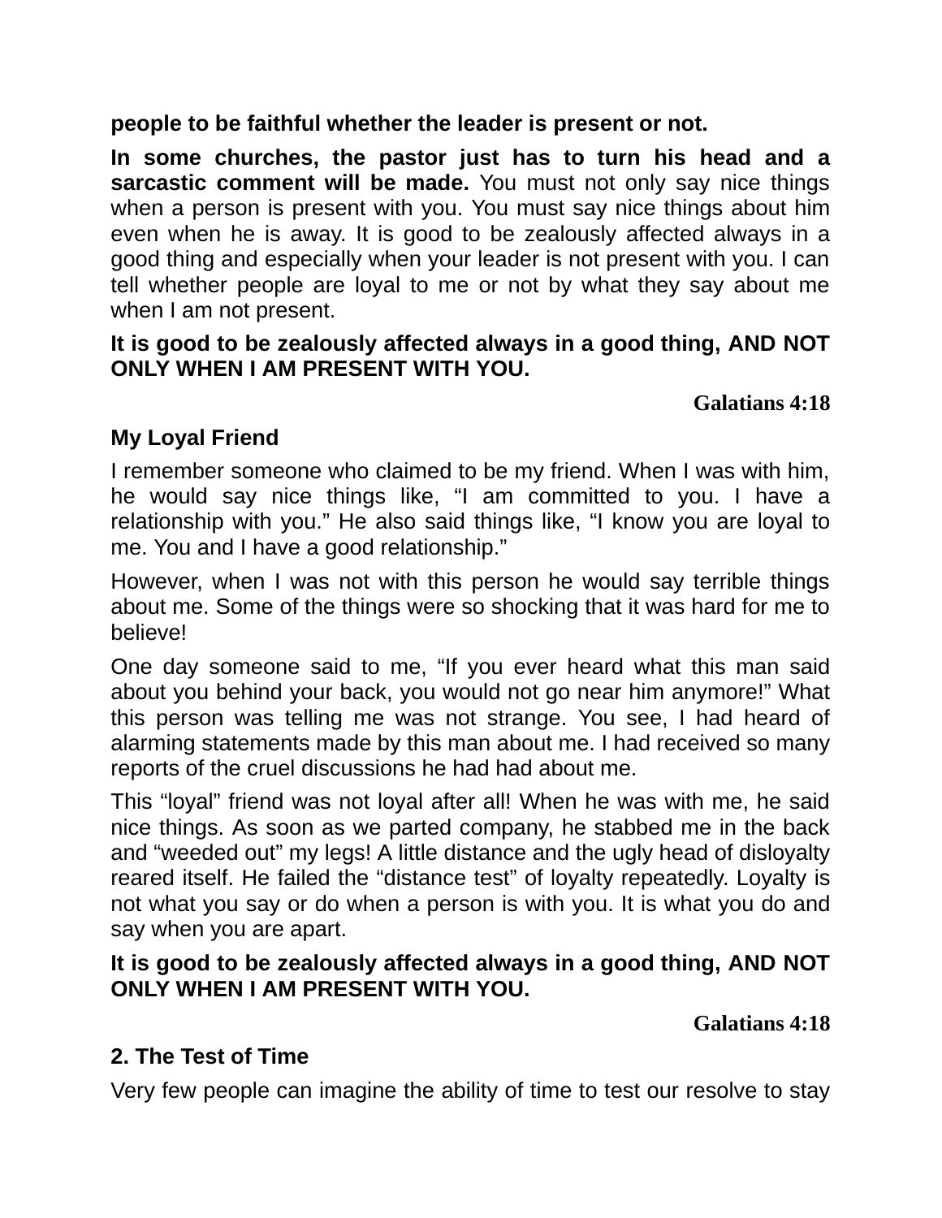**people to be faithful whether the leader is present or not.**

**In some churches, the pastor just has to turn his head and a sarcastic comment will be made.** You must not only say nice things when a person is present with you. You must say nice things about him even when he is away. It is good to be zealously affected always in a good thing and especially when your leader is not present with you. I can tell whether people are loyal to me or not by what they say about me when I am not present.

**It is good to be zealously affected always in a good thing, AND NOT ONLY WHEN I AM PRESENT WITH YOU.**

**Galatians 4:18**

### My Loyal Friend

I remember someone who claimed to be my friend. When I was with him, he would say nice things like, “I am committed to you. I have a relationship with you.” He also said things like, “I know you are loyal to me. You and I have a good relationship.”

However, when I was not with this person he would say terrible things about me. Some of the things were so shocking that it was hard for me to believe!

One day someone said to me, “If you ever heard what this man said about you behind your back, you would not go near him anymore!” What this person was telling me was not strange. You see, I had heard of alarming statements made by this man about me. I had received so many reports of the cruel discussions he had had about me.

This “loyal” friend was not loyal after all! When he was with me, he said nice things. As soon as we parted company, he stabbed me in the back and “weeded out” my legs! A little distance and the ugly head of disloyalty reared itself. He failed the “distance test” of loyalty repeatedly. Loyalty is not what you say or do when a person is with you. It is what you do and say when you are apart.

**It is good to be zealously affected always in a good thing, AND NOT ONLY WHEN I AM PRESENT WITH YOU.**

**Galatians 4:18**

### 2. The Test of Time

Very few people can imagine the ability of time to test our resolve to stay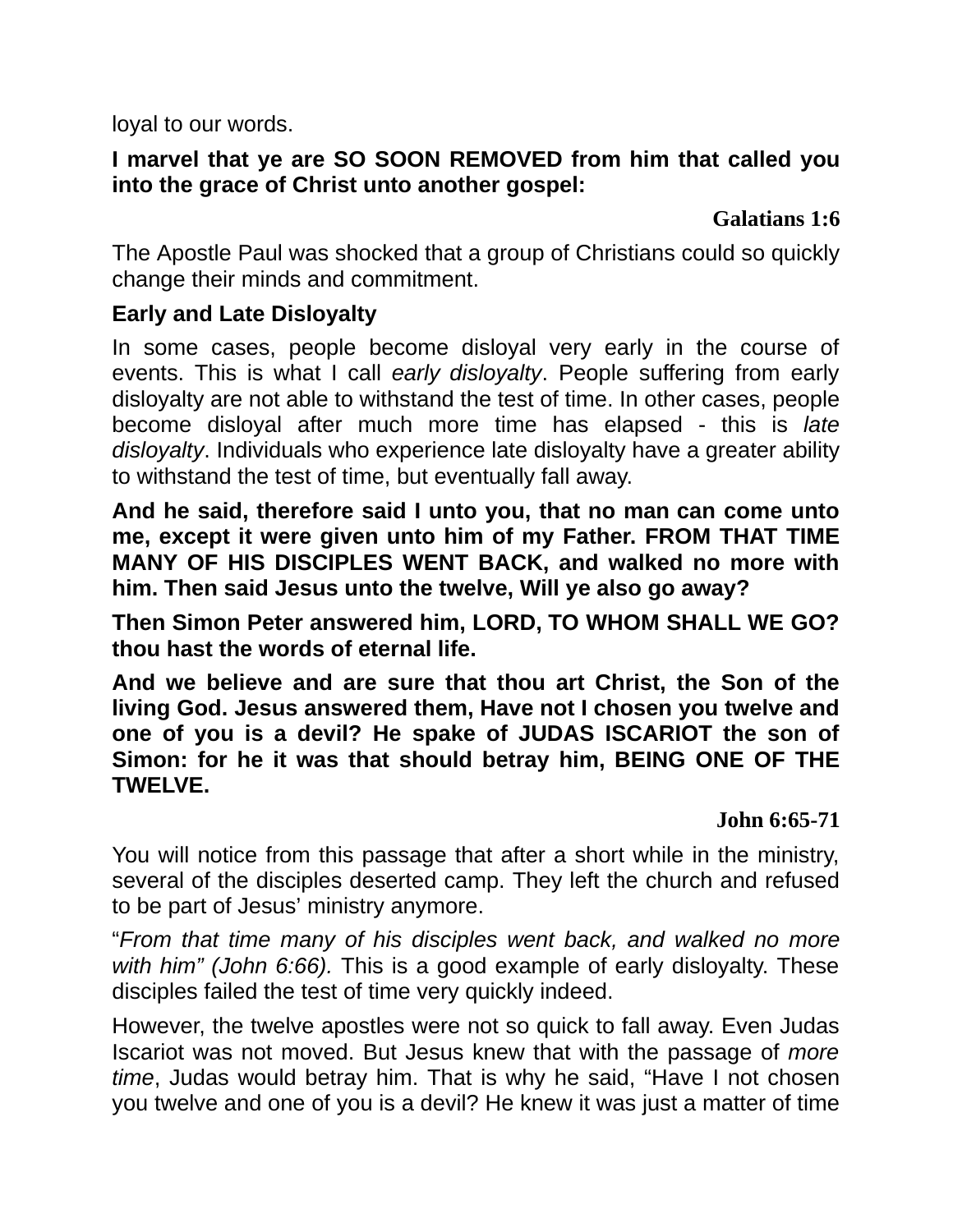loyal to our words.

**I marvel that ye are SO SOON REMOVED from him that called you into the grace of Christ unto another gospel:**

**Galatians 1:6**

The Apostle Paul was shocked that a group of Christians could so quickly change their minds and commitment.

**Early and Late Disloyalty**

In some cases, people become disloyal very early in the course of events. This is what I call *early disloyalty*. People suffering from early disloyalty are not able to withstand the test of time. In other cases, people become disloyal after much more time has elapsed - this is *late disloyalty*. Individuals who experience late disloyalty have a greater ability to withstand the test of time, but eventually fall away.

**And he said, therefore said I unto you, that no man can come unto me, except it were given unto him of my Father. FROM THAT TIME MANY OF HIS DISCIPLES WENT BACK, and walked no more with him. Then said Jesus unto the twelve, Will ye also go away?**

**Then Simon Peter answered him, LORD, TO WHOM SHALL WE GO? thou hast the words of eternal life.**

**And we believe and are sure that thou art Christ, the Son of the living God. Jesus answered them, Have not I chosen you twelve and one of you is a devil? He spake of JUDAS ISCARIOT the son of Simon: for he it was that should betray him, BEING ONE OF THE TWELVE.**

**John 6:65-71**

You will notice from this passage that after a short while in the ministry, several of the disciples deserted camp. They left the church and refused to be part of Jesus' ministry anymore.

"*From that time many of his disciples went back, and walked no more with him" (John 6:66).* This is a good example of early disloyalty. These disciples failed the test of time very quickly indeed.

However, the twelve apostles were not so quick to fall away. Even Judas Iscariot was not moved. But Jesus knew that with the passage of *more time*, Judas would betray him. That is why he said, "Have I not chosen you twelve and one of you is a devil? He knew it was just a matter of time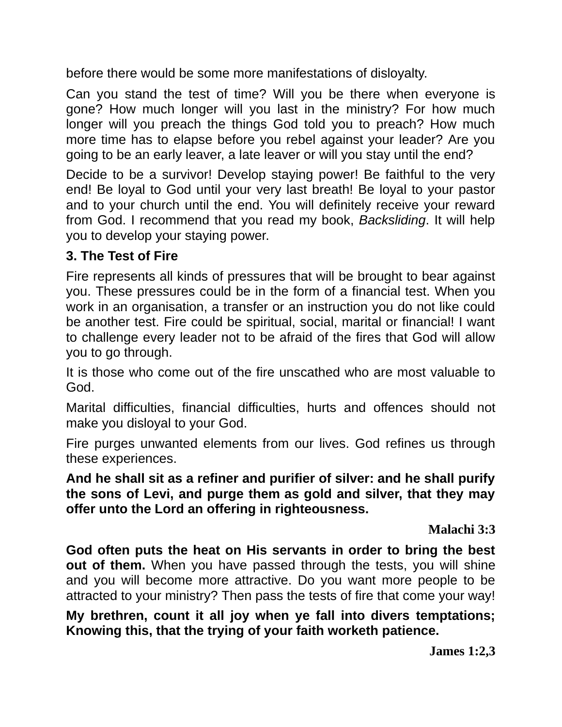before there would be some more manifestations of disloyalty.

Can you stand the test of time? Will you be there when everyone is gone? How much longer will you last in the ministry? For how much longer will you preach the things God told you to preach? How much more time has to elapse before you rebel against your leader? Are you going to be an early leaver, a late leaver or will you stay until the end?

Decide to be a survivor! Develop staying power! Be faithful to the very end! Be loyal to God until your very last breath! Be loyal to your pastor and to your church until the end. You will definitely receive your reward from God. I recommend that you read my book, *Backsliding*. It will help you to develop your staying power.

**3. The Test of Fire**

Fire represents all kinds of pressures that will be brought to bear against you. These pressures could be in the form of a financial test. When you work in an organisation, a transfer or an instruction you do not like could be another test. Fire could be spiritual, social, marital or financial! I want to challenge every leader not to be afraid of the fires that God will allow you to go through.

It is those who come out of the fire unscathed who are most valuable to God.

Marital difficulties, financial difficulties, hurts and offences should not make you disloyal to your God.

Fire purges unwanted elements from our lives. God refines us through these experiences.

**And he shall sit as a refiner and purifier of silver: and he shall purify the sons of Levi, and purge them as gold and silver, that they may offer unto the Lord an offering in righteousness.**

**Malachi 3:3**

**God often puts the heat on His servants in order to bring the best out of them.** When you have passed through the tests, you will shine and you will become more attractive. Do you want more people to be attracted to your ministry? Then pass the tests of fire that come your way!

**My brethren, count it all joy when ye fall into divers temptations; Knowing this, that the trying of your faith worketh patience.**

**James 1:2,3**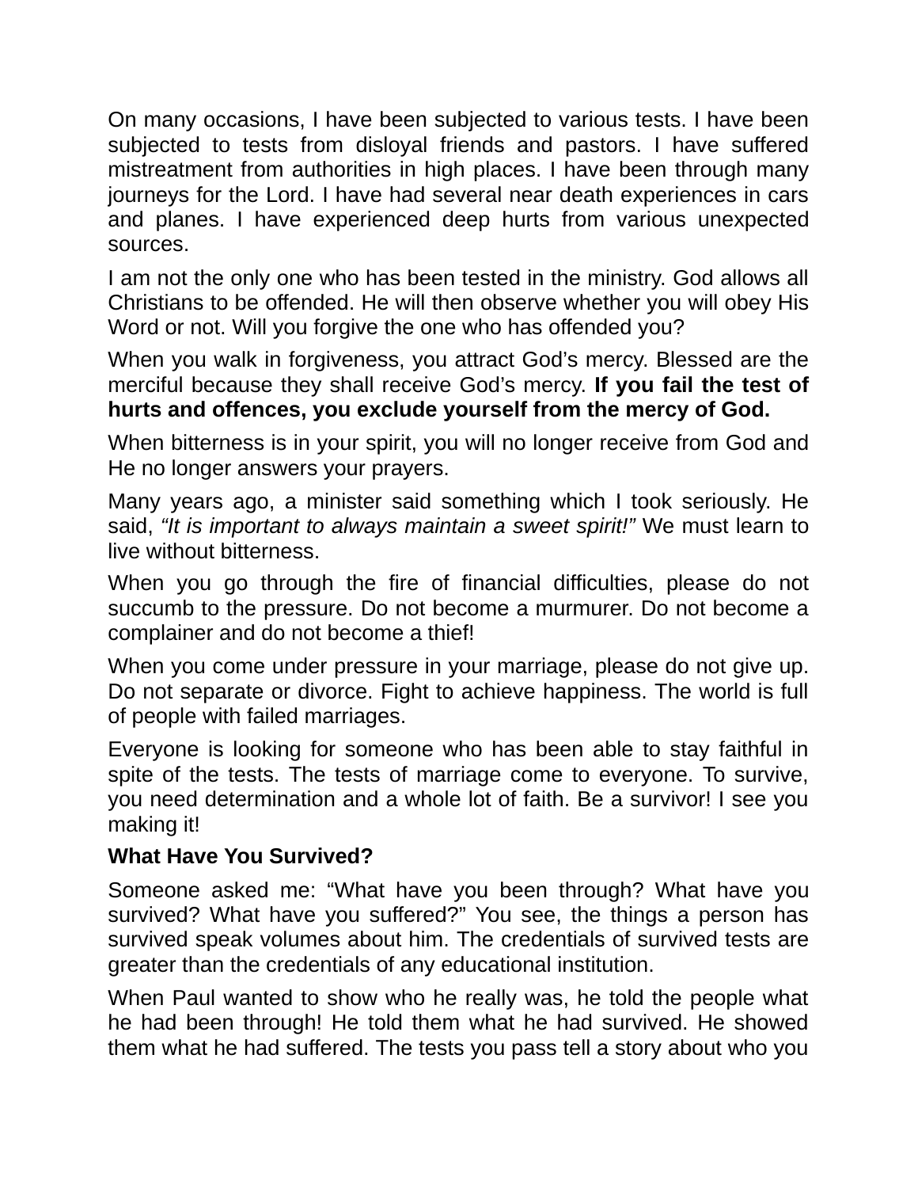On many occasions, I have been subjected to various tests. I have been subjected to tests from disloyal friends and pastors. I have suffered mistreatment from authorities in high places. I have been through many journeys for the Lord. I have had several near death experiences in cars and planes. I have experienced deep hurts from various unexpected sources.

I am not the only one who has been tested in the ministry. God allows all Christians to be offended. He will then observe whether you will obey His Word or not. Will you forgive the one who has offended you?

When you walk in forgiveness, you attract God's mercy. Blessed are the merciful because they shall receive God's mercy. **If you fail the test of hurts and offences, you exclude yourself from the mercy of God.**

When bitterness is in your spirit, you will no longer receive from God and He no longer answers your prayers.

Many years ago, a minister said something which I took seriously. He said, *"It is important to always maintain a sweet spirit!"* We must learn to live without bitterness.

When you go through the fire of financial difficulties, please do not succumb to the pressure. Do not become a murmurer. Do not become a complainer and do not become a thief!

When you come under pressure in your marriage, please do not give up. Do not separate or divorce. Fight to achieve happiness. The world is full of people with failed marriages.

Everyone is looking for someone who has been able to stay faithful in spite of the tests. The tests of marriage come to everyone. To survive, you need determination and a whole lot of faith. Be a survivor! I see you making it!

**What Have You Survived?**

Someone asked me: "What have you been through? What have you survived? What have you suffered?" You see, the things a person has survived speak volumes about him. The credentials of survived tests are greater than the credentials of any educational institution.

When Paul wanted to show who he really was, he told the people what he had been through! He told them what he had survived. He showed them what he had suffered. The tests you pass tell a story about who you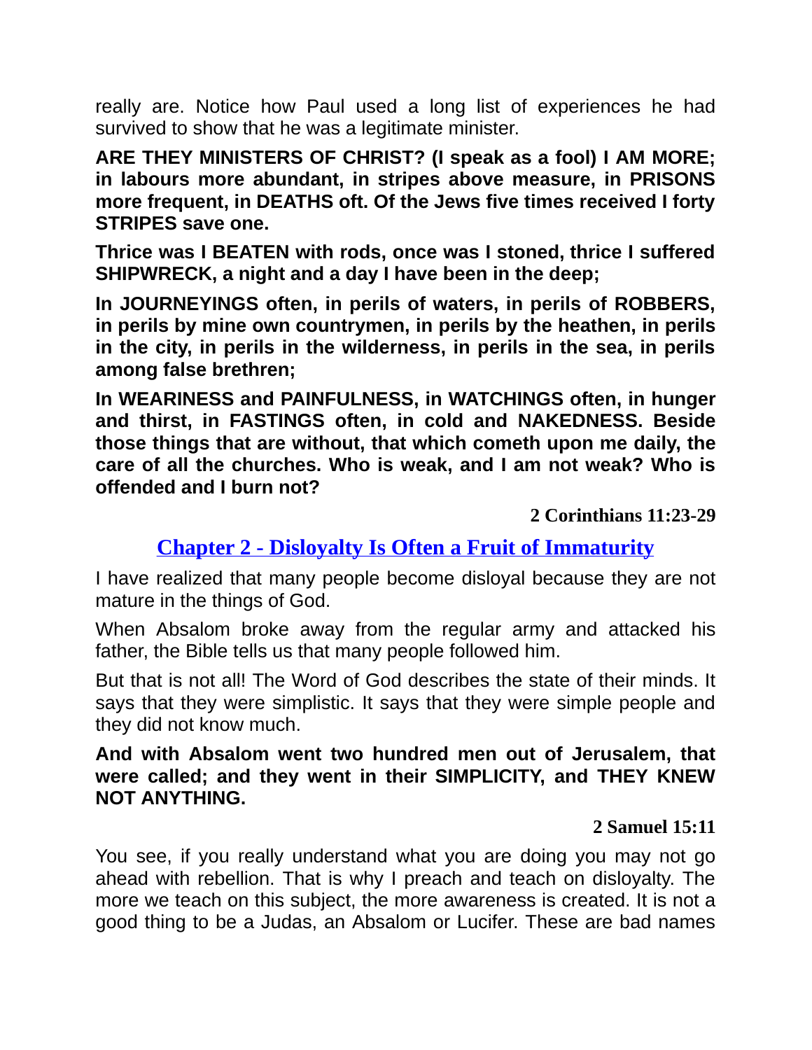really are. Notice how Paul used a long list of experiences he had survived to show that he was a legitimate minister.

**ARE THEY MINISTERS OF CHRIST? (I speak as a fool) I AM MORE; in labours more abundant, in stripes above measure, in PRISONS more frequent, in DEATHS oft. Of the Jews five times received I forty STRIPES save one.**

**Thrice was I BEATEN with rods, once was I stoned, thrice I suffered SHIPWRECK, a night and a day I have been in the deep;**

**In JOURNEYINGS often, in perils of waters, in perils of ROBBERS, in perils by mine own countrymen, in perils by the heathen, in perils in the city, in perils in the wilderness, in perils in the sea, in perils among false brethren;**

**In WEARINESS and PAINFULNESS, in WATCHINGS often, in hunger and thirst, in FASTINGS often, in cold and NAKEDNESS. Beside those things that are without, that which cometh upon me daily, the care of all the churches. Who is weak, and I am not weak? Who is offended and I burn not?**

**2 Corinthians 11:23-29**

## Chapter 2 - Disloyalty Is Often a Fruit of Immaturity

I have realized that many people become disloyal because they are not mature in the things of God.

When Absalom broke away from the regular army and attacked his father, the Bible tells us that many people followed him.

But that is not all! The Word of God describes the state of their minds. It says that they were simplistic. It says that they were simple people and they did not know much.

**And with Absalom went two hundred men out of Jerusalem, that were called; and they went in their SIMPLICITY, and THEY KNEW NOT ANYTHING.**

**2 Samuel 15:11**

You see, if you really understand what you are doing you may not go ahead with rebellion. That is why I preach and teach on disloyalty. The more we teach on this subject, the more awareness is created. It is not a good thing to be a Judas, an Absalom or Lucifer. These are bad names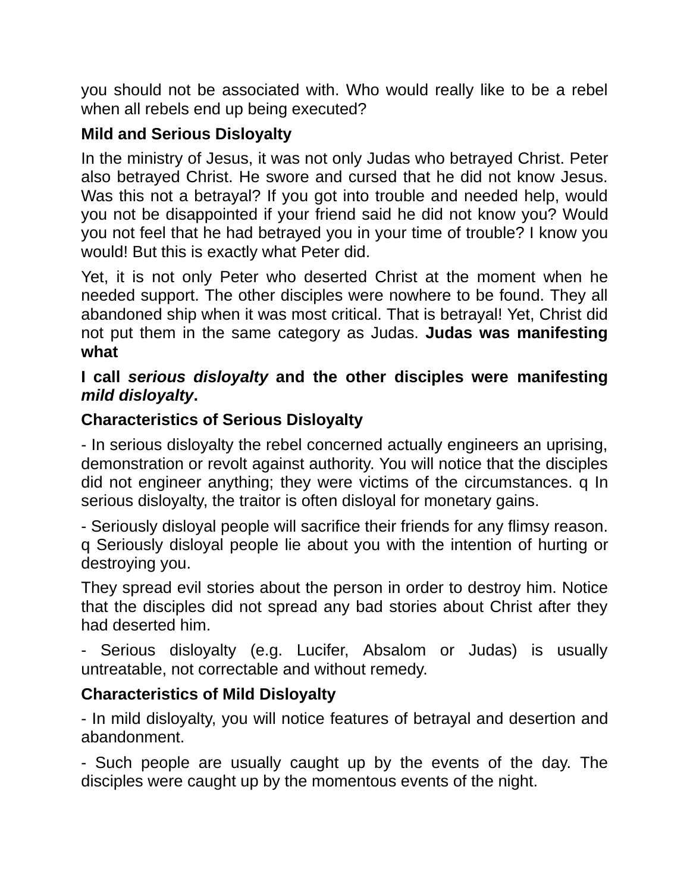you should not be associated with. Who would really like to be a rebel when all rebels end up being executed?

### Mild and Serious Disloyalty

In the ministry of Jesus, it was not only Judas who betrayed Christ. Peter also betrayed Christ. He swore and cursed that he did not know Jesus. Was this not a betrayal? If you got into trouble and needed help, would you not be disappointed if your friend said he did not know you? Would you not feel that he had betrayed you in your time of trouble? I know you would! But this is exactly what Peter did.

Yet, it is not only Peter who deserted Christ at the moment when he needed support. The other disciples were nowhere to be found. They all abandoned ship when it was most critical. That is betrayal! Yet, Christ did not put them in the same category as Judas. **Judas was manifesting what**

**I call *serious disloyalty* and the other disciples were manifesting *mild disloyalty*.**

### Characteristics of Serious Disloyalty

- In serious disloyalty the rebel concerned actually engineers an uprising, demonstration or revolt against authority. You will notice that the disciples did not engineer anything; they were victims of the circumstances. q In serious disloyalty, the traitor is often disloyal for monetary gains.

- Seriously disloyal people will sacrifice their friends for any flimsy reason. q Seriously disloyal people lie about you with the intention of hurting or destroying you.

They spread evil stories about the person in order to destroy him. Notice that the disciples did not spread any bad stories about Christ after they had deserted him.

- Serious disloyalty (e.g. Lucifer, Absalom or Judas) is usually untreatable, not correctable and without remedy.

### Characteristics of Mild Disloyalty

- In mild disloyalty, you will notice features of betrayal and desertion and abandonment.

- Such people are usually caught up by the events of the day. The disciples were caught up by the momentous events of the night.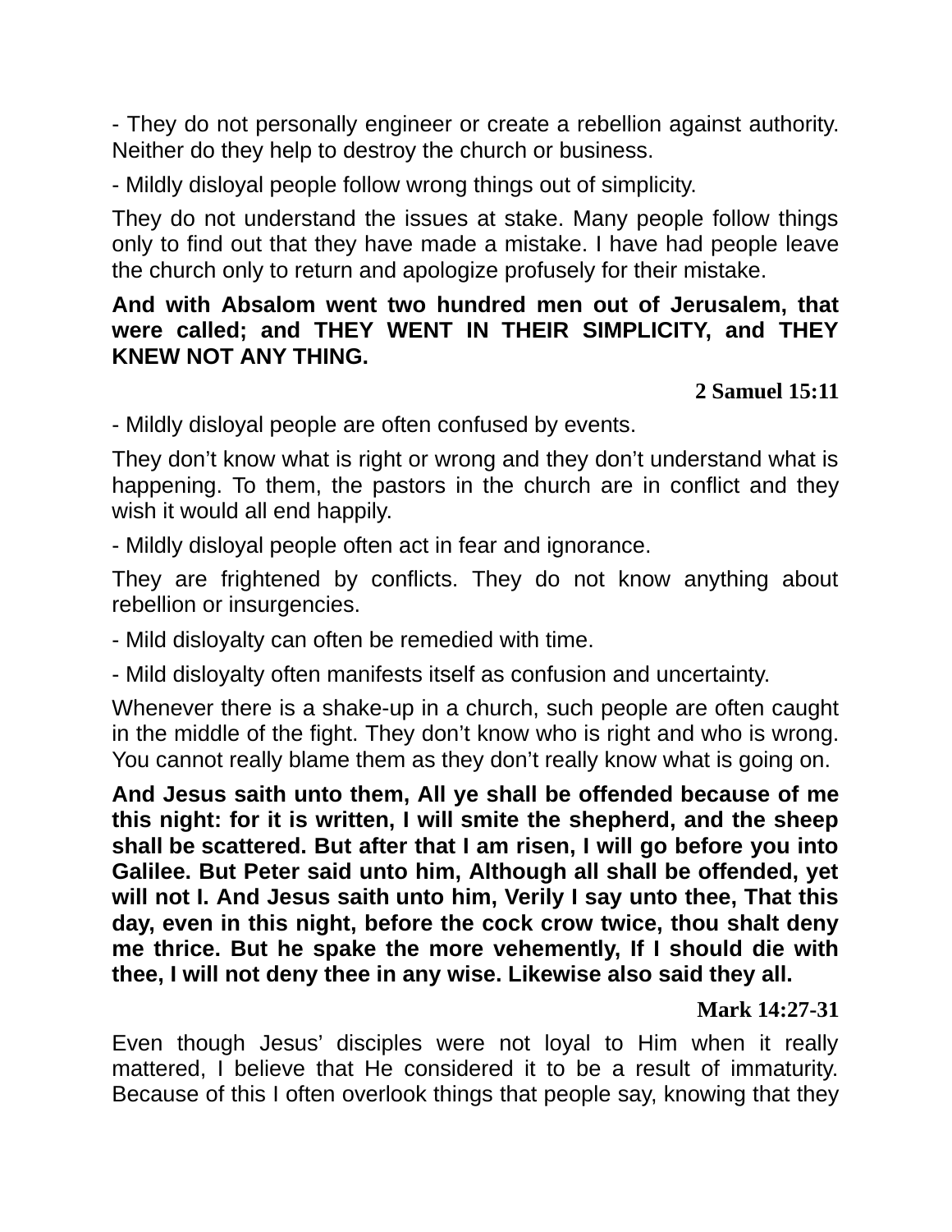- They do not personally engineer or create a rebellion against authority. Neither do they help to destroy the church or business.

- Mildly disloyal people follow wrong things out of simplicity.

They do not understand the issues at stake. Many people follow things only to find out that they have made a mistake. I have had people leave the church only to return and apologize profusely for their mistake.

**And with Absalom went two hundred men out of Jerusalem, that were called; and THEY WENT IN THEIR SIMPLICITY, and THEY KNEW NOT ANY THING.**

**2 Samuel 15:11**

- Mildly disloyal people are often confused by events.

They don't know what is right or wrong and they don't understand what is happening. To them, the pastors in the church are in conflict and they wish it would all end happily.

- Mildly disloyal people often act in fear and ignorance.

They are frightened by conflicts. They do not know anything about rebellion or insurgencies.

- Mild disloyalty can often be remedied with time.

- Mild disloyalty often manifests itself as confusion and uncertainty.

Whenever there is a shake-up in a church, such people are often caught in the middle of the fight. They don't know who is right and who is wrong. You cannot really blame them as they don't really know what is going on.

**And Jesus saith unto them, All ye shall be offended because of me this night: for it is written, I will smite the shepherd, and the sheep shall be scattered. But after that I am risen, I will go before you into Galilee. But Peter said unto him, Although all shall be offended, yet will not I. And Jesus saith unto him, Verily I say unto thee, That this day, even in this night, before the cock crow twice, thou shalt deny me thrice. But he spake the more vehemently, If I should die with thee, I will not deny thee in any wise. Likewise also said they all.**

**Mark 14:27-31**

Even though Jesus' disciples were not loyal to Him when it really mattered, I believe that He considered it to be a result of immaturity. Because of this I often overlook things that people say, knowing that they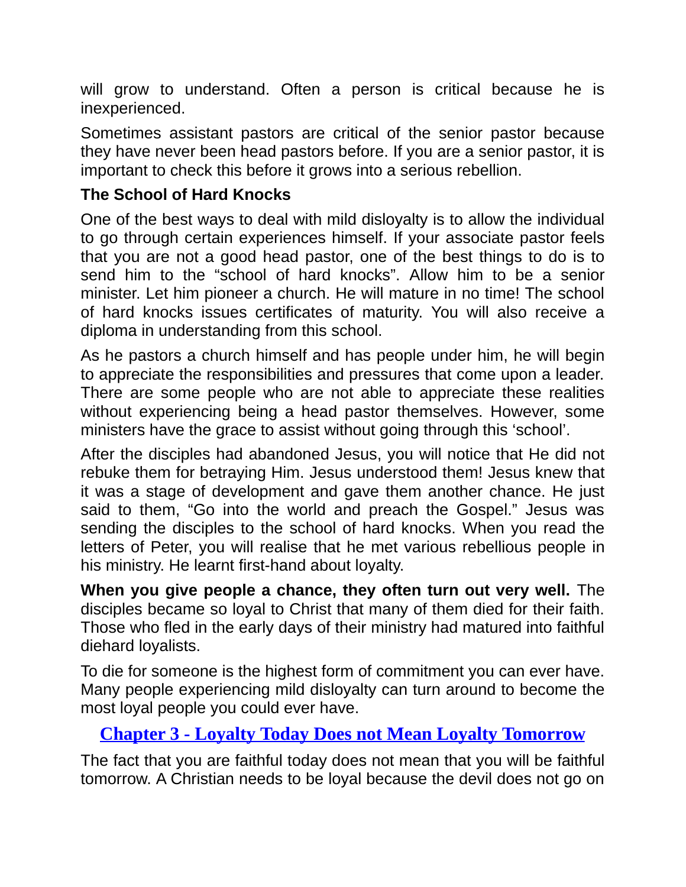will grow to understand. Often a person is critical because he is inexperienced.

Sometimes assistant pastors are critical of the senior pastor because they have never been head pastors before. If you are a senior pastor, it is important to check this before it grows into a serious rebellion.

### The School of Hard Knocks

One of the best ways to deal with mild disloyalty is to allow the individual to go through certain experiences himself. If your associate pastor feels that you are not a good head pastor, one of the best things to do is to send him to the "school of hard knocks". Allow him to be a senior minister. Let him pioneer a church. He will mature in no time! The school of hard knocks issues certificates of maturity. You will also receive a diploma in understanding from this school.

As he pastors a church himself and has people under him, he will begin to appreciate the responsibilities and pressures that come upon a leader. There are some people who are not able to appreciate these realities without experiencing being a head pastor themselves. However, some ministers have the grace to assist without going through this 'school'.

After the disciples had abandoned Jesus, you will notice that He did not rebuke them for betraying Him. Jesus understood them! Jesus knew that it was a stage of development and gave them another chance. He just said to them, "Go into the world and preach the Gospel." Jesus was sending the disciples to the school of hard knocks. When you read the letters of Peter, you will realise that he met various rebellious people in his ministry. He learnt first-hand about loyalty.

**When you give people a chance, they often turn out very well.** The disciples became so loyal to Christ that many of them died for their faith. Those who fled in the early days of their ministry had matured into faithful diehard loyalists.

To die for someone is the highest form of commitment you can ever have. Many people experiencing mild disloyalty can turn around to become the most loyal people you could ever have.

## Chapter 3 - Loyalty Today Does not Mean Loyalty Tomorrow

The fact that you are faithful today does not mean that you will be faithful tomorrow. A Christian needs to be loyal because the devil does not go on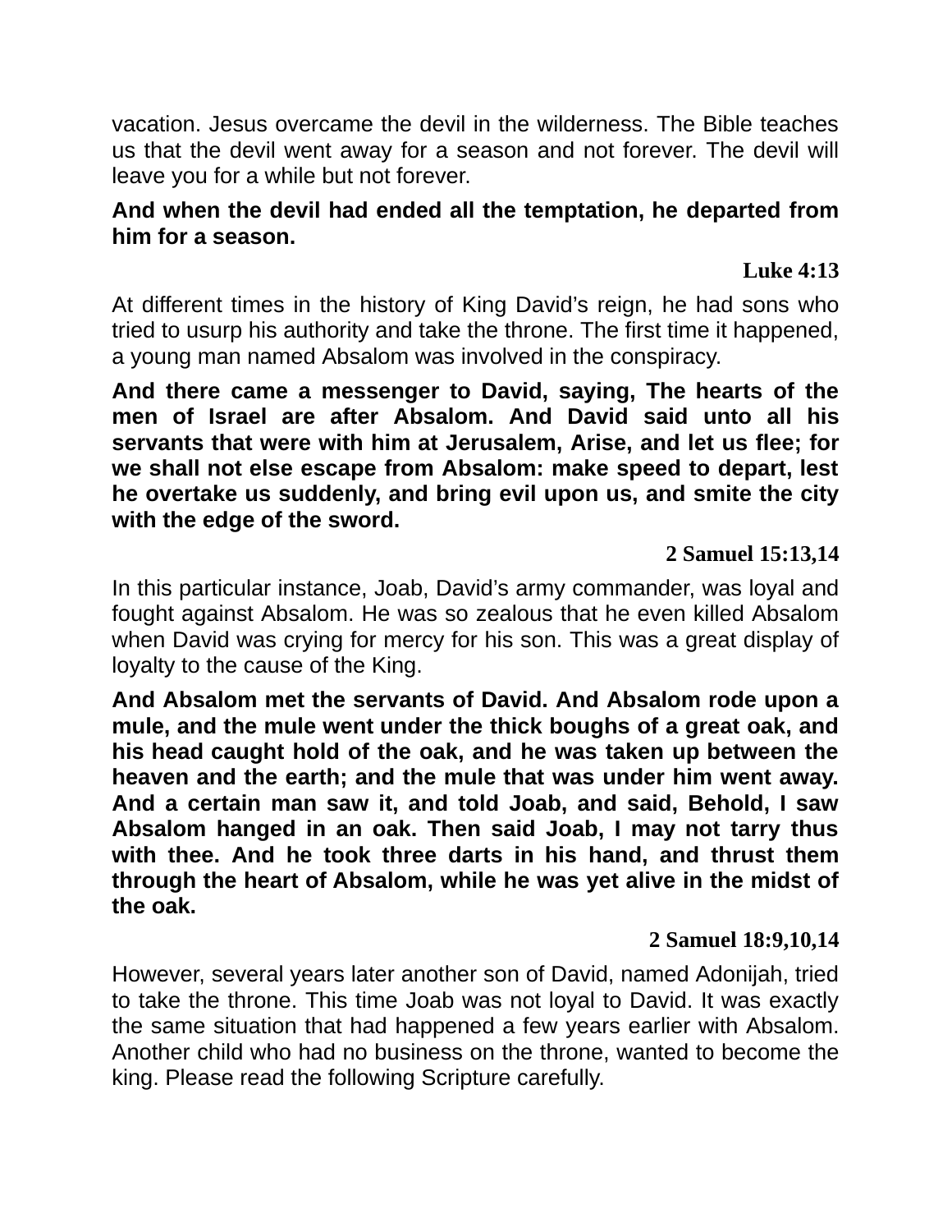vacation. Jesus overcame the devil in the wilderness. The Bible teaches us that the devil went away for a season and not forever. The devil will leave you for a while but not forever.

**And when the devil had ended all the temptation, he departed from him for a season.**

**Luke 4:13**

At different times in the history of King David's reign, he had sons who tried to usurp his authority and take the throne. The first time it happened, a young man named Absalom was involved in the conspiracy.

**And there came a messenger to David, saying, The hearts of the men of Israel are after Absalom. And David said unto all his servants that were with him at Jerusalem, Arise, and let us flee; for we shall not else escape from Absalom: make speed to depart, lest he overtake us suddenly, and bring evil upon us, and smite the city with the edge of the sword.**

**2 Samuel 15:13,14**

In this particular instance, Joab, David's army commander, was loyal and fought against Absalom. He was so zealous that he even killed Absalom when David was crying for mercy for his son. This was a great display of loyalty to the cause of the King.

**And Absalom met the servants of David. And Absalom rode upon a mule, and the mule went under the thick boughs of a great oak, and his head caught hold of the oak, and he was taken up between the heaven and the earth; and the mule that was under him went away. And a certain man saw it, and told Joab, and said, Behold, I saw Absalom hanged in an oak. Then said Joab, I may not tarry thus with thee. And he took three darts in his hand, and thrust them through the heart of Absalom, while he was yet alive in the midst of the oak.**

**2 Samuel 18:9,10,14**

However, several years later another son of David, named Adonijah, tried to take the throne. This time Joab was not loyal to David. It was exactly the same situation that had happened a few years earlier with Absalom. Another child who had no business on the throne, wanted to become the king. Please read the following Scripture carefully.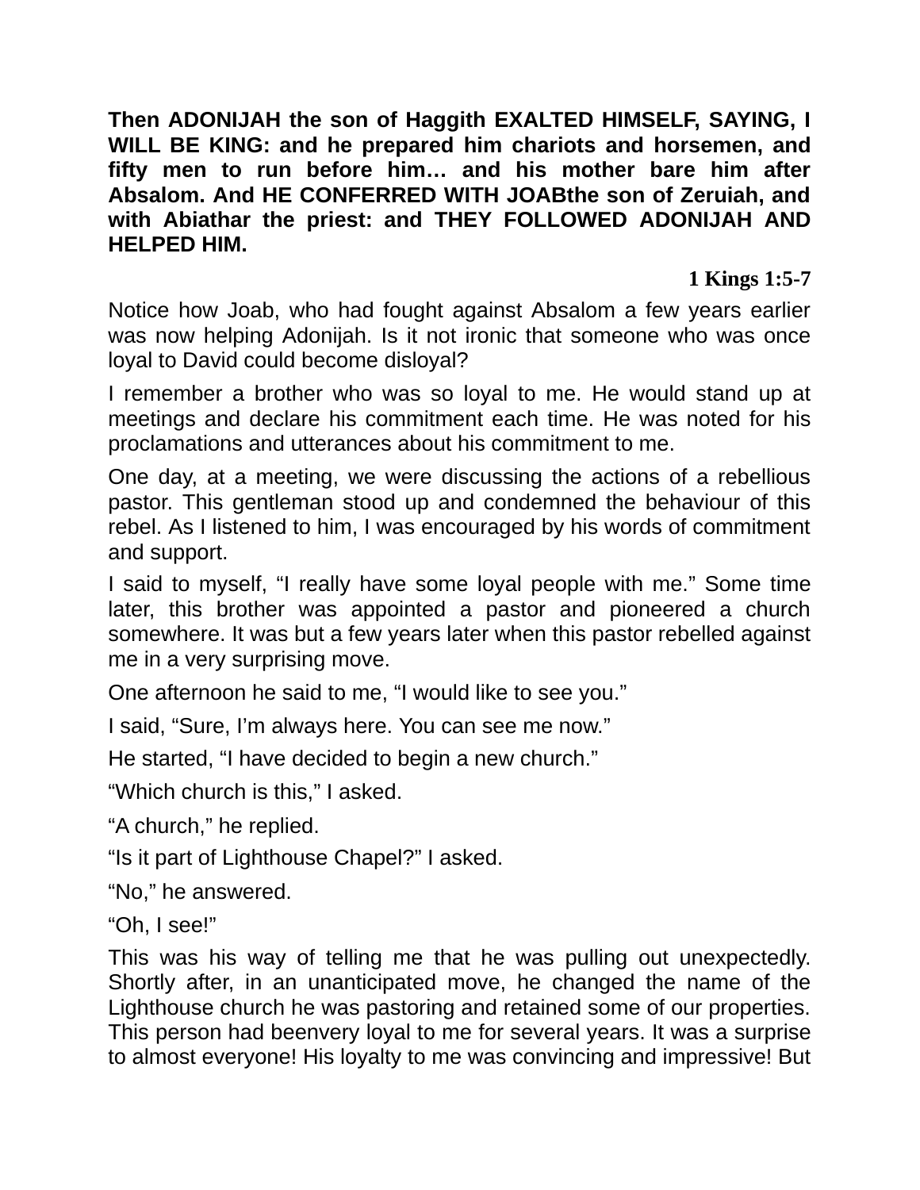**Then ADONIJAH the son of Haggith EXALTED HIMSELF, SAYING, I WILL BE KING: and he prepared him chariots and horsemen, and fifty men to run before him… and his mother bare him after Absalom. And HE CONFERRED WITH JOABthe son of Zeruiah, and with Abiathar the priest: and THEY FOLLOWED ADONIJAH AND HELPED HIM.**

**1 Kings 1:5-7**

Notice how Joab, who had fought against Absalom a few years earlier was now helping Adonijah. Is it not ironic that someone who was once loyal to David could become disloyal?

I remember a brother who was so loyal to me. He would stand up at meetings and declare his commitment each time. He was noted for his proclamations and utterances about his commitment to me.

One day, at a meeting, we were discussing the actions of a rebellious pastor. This gentleman stood up and condemned the behaviour of this rebel. As I listened to him, I was encouraged by his words of commitment and support.

I said to myself, "I really have some loyal people with me." Some time later, this brother was appointed a pastor and pioneered a church somewhere. It was but a few years later when this pastor rebelled against me in a very surprising move.

One afternoon he said to me, "I would like to see you."

I said, "Sure, I'm always here. You can see me now."

He started, "I have decided to begin a new church."

"Which church is this," I asked.

"A church," he replied.

"Is it part of Lighthouse Chapel?" I asked.

"No," he answered.

"Oh, I see!"

This was his way of telling me that he was pulling out unexpectedly. Shortly after, in an unanticipated move, he changed the name of the Lighthouse church he was pastoring and retained some of our properties. This person had beenvery loyal to me for several years. It was a surprise to almost everyone! His loyalty to me was convincing and impressive! But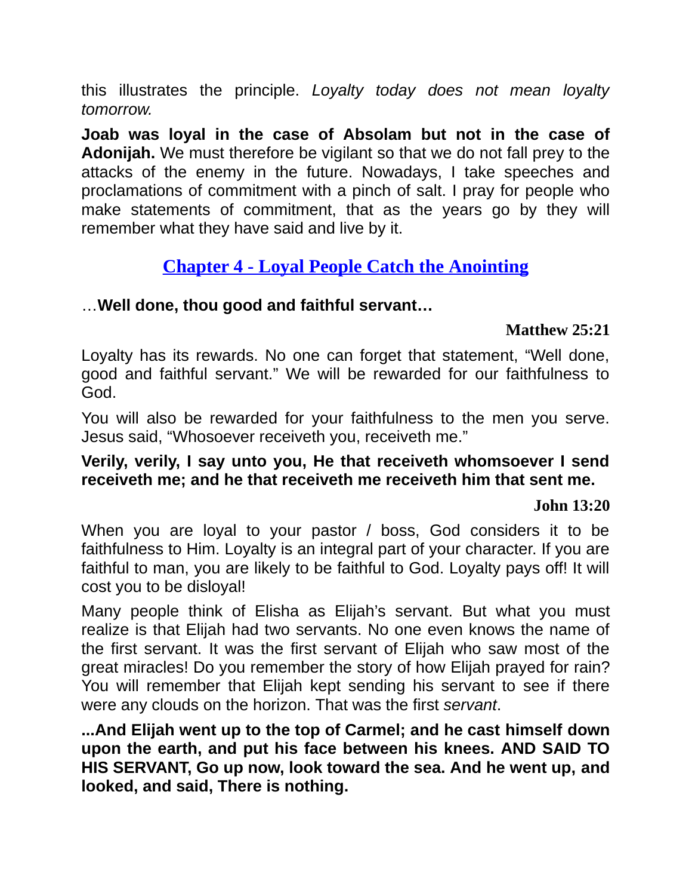this illustrates the principle. *Loyalty today does not mean loyalty tomorrow.*

**Joab was loyal in the case of Absolam but not in the case of Adonijah.** We must therefore be vigilant so that we do not fall prey to the attacks of the enemy in the future. Nowadays, I take speeches and proclamations of commitment with a pinch of salt. I pray for people who make statements of commitment, that as the years go by they will remember what they have said and live by it.

## Chapter 4 - Loyal People Catch the Anointing

…**Well done, thou good and faithful servant…**

**Matthew 25:21**

Loyalty has its rewards. No one can forget that statement, "Well done, good and faithful servant." We will be rewarded for our faithfulness to God.

You will also be rewarded for your faithfulness to the men you serve. Jesus said, "Whosoever receiveth you, receiveth me."

**Verily, verily, I say unto you, He that receiveth whomsoever I send receiveth me; and he that receiveth me receiveth him that sent me.**

**John 13:20**

When you are loyal to your pastor / boss, God considers it to be faithfulness to Him. Loyalty is an integral part of your character. If you are faithful to man, you are likely to be faithful to God. Loyalty pays off! It will cost you to be disloyal!

Many people think of Elisha as Elijah's servant. But what you must realize is that Elijah had two servants. No one even knows the name of the first servant. It was the first servant of Elijah who saw most of the great miracles! Do you remember the story of how Elijah prayed for rain? You will remember that Elijah kept sending his servant to see if there were any clouds on the horizon. That was the first *servant*.

**...And Elijah went up to the top of Carmel; and he cast himself down upon the earth, and put his face between his knees. AND SAID TO HIS SERVANT, Go up now, look toward the sea. And he went up, and looked, and said, There is nothing.**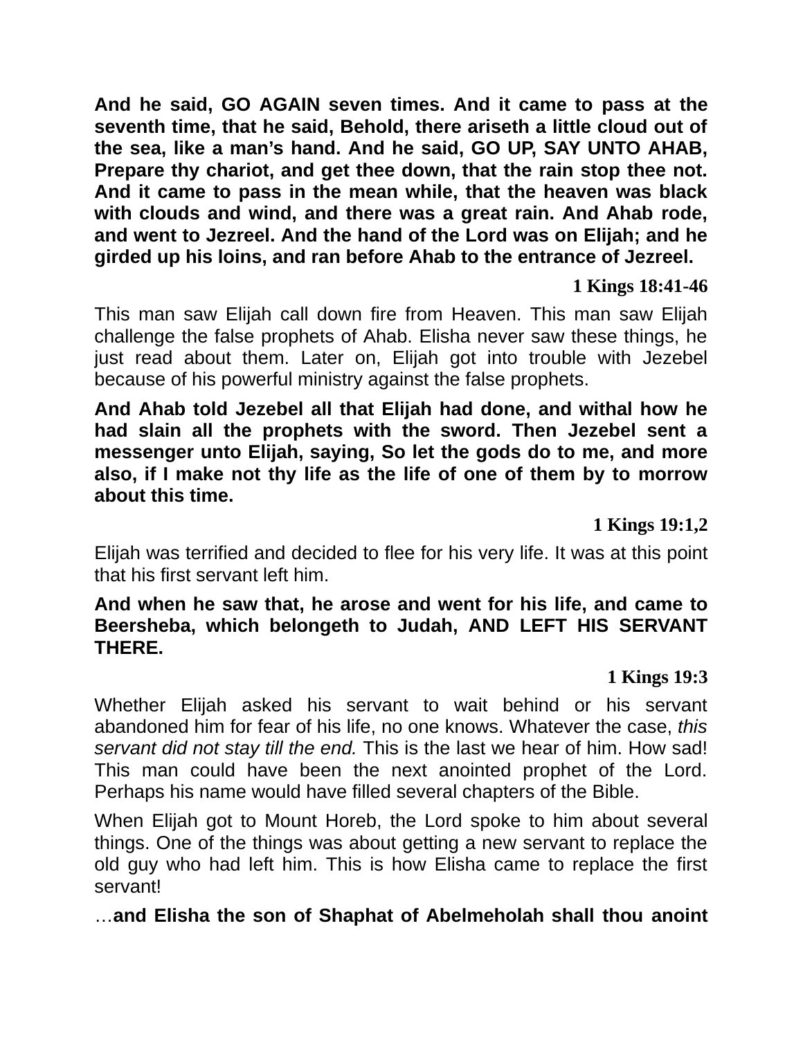**And he said, GO AGAIN seven times. And it came to pass at the seventh time, that he said, Behold, there ariseth a little cloud out of the sea, like a man's hand. And he said, GO UP, SAY UNTO AHAB, Prepare thy chariot, and get thee down, that the rain stop thee not. And it came to pass in the mean while, that the heaven was black with clouds and wind, and there was a great rain. And Ahab rode, and went to Jezreel. And the hand of the Lord was on Elijah; and he girded up his loins, and ran before Ahab to the entrance of Jezreel.**

**1 Kings 18:41-46**

This man saw Elijah call down fire from Heaven. This man saw Elijah challenge the false prophets of Ahab. Elisha never saw these things, he just read about them. Later on, Elijah got into trouble with Jezebel because of his powerful ministry against the false prophets.

**And Ahab told Jezebel all that Elijah had done, and withal how he had slain all the prophets with the sword. Then Jezebel sent a messenger unto Elijah, saying, So let the gods do to me, and more also, if I make not thy life as the life of one of them by to morrow about this time.**

**1 Kings 19:1,2**

Elijah was terrified and decided to flee for his very life. It was at this point that his first servant left him.

**And when he saw that, he arose and went for his life, and came to Beersheba, which belongeth to Judah, AND LEFT HIS SERVANT THERE.**

**1 Kings 19:3**

Whether Elijah asked his servant to wait behind or his servant abandoned him for fear of his life, no one knows. Whatever the case, *this servant did not stay till the end.* This is the last we hear of him. How sad! This man could have been the next anointed prophet of the Lord. Perhaps his name would have filled several chapters of the Bible.

When Elijah got to Mount Horeb, the Lord spoke to him about several things. One of the things was about getting a new servant to replace the old guy who had left him. This is how Elisha came to replace the first servant!

…**and Elisha the son of Shaphat of Abelmeholah shall thou anoint**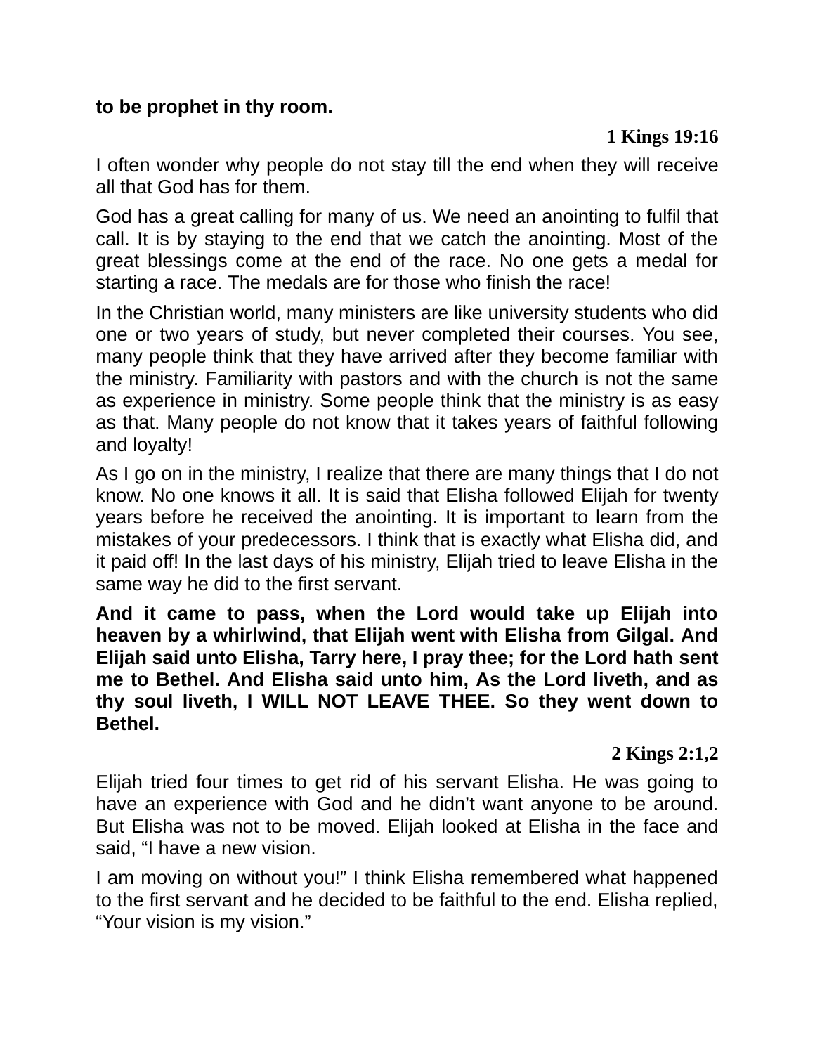**to be prophet in thy room.**

**1 Kings 19:16**

I often wonder why people do not stay till the end when they will receive all that God has for them.

God has a great calling for many of us. We need an anointing to fulfil that call. It is by staying to the end that we catch the anointing. Most of the great blessings come at the end of the race. No one gets a medal for starting a race. The medals are for those who finish the race!

In the Christian world, many ministers are like university students who did one or two years of study, but never completed their courses. You see, many people think that they have arrived after they become familiar with the ministry. Familiarity with pastors and with the church is not the same as experience in ministry. Some people think that the ministry is as easy as that. Many people do not know that it takes years of faithful following and loyalty!

As I go on in the ministry, I realize that there are many things that I do not know. No one knows it all. It is said that Elisha followed Elijah for twenty years before he received the anointing. It is important to learn from the mistakes of your predecessors. I think that is exactly what Elisha did, and it paid off! In the last days of his ministry, Elijah tried to leave Elisha in the same way he did to the first servant.

**And it came to pass, when the Lord would take up Elijah into heaven by a whirlwind, that Elijah went with Elisha from Gilgal. And Elijah said unto Elisha, Tarry here, I pray thee; for the Lord hath sent me to Bethel. And Elisha said unto him, As the Lord liveth, and as thy soul liveth, I WILL NOT LEAVE THEE. So they went down to Bethel.**

**2 Kings 2:1,2**

Elijah tried four times to get rid of his servant Elisha. He was going to have an experience with God and he didn't want anyone to be around. But Elisha was not to be moved. Elijah looked at Elisha in the face and said, "I have a new vision.

I am moving on without you!" I think Elisha remembered what happened to the first servant and he decided to be faithful to the end. Elisha replied, "Your vision is my vision."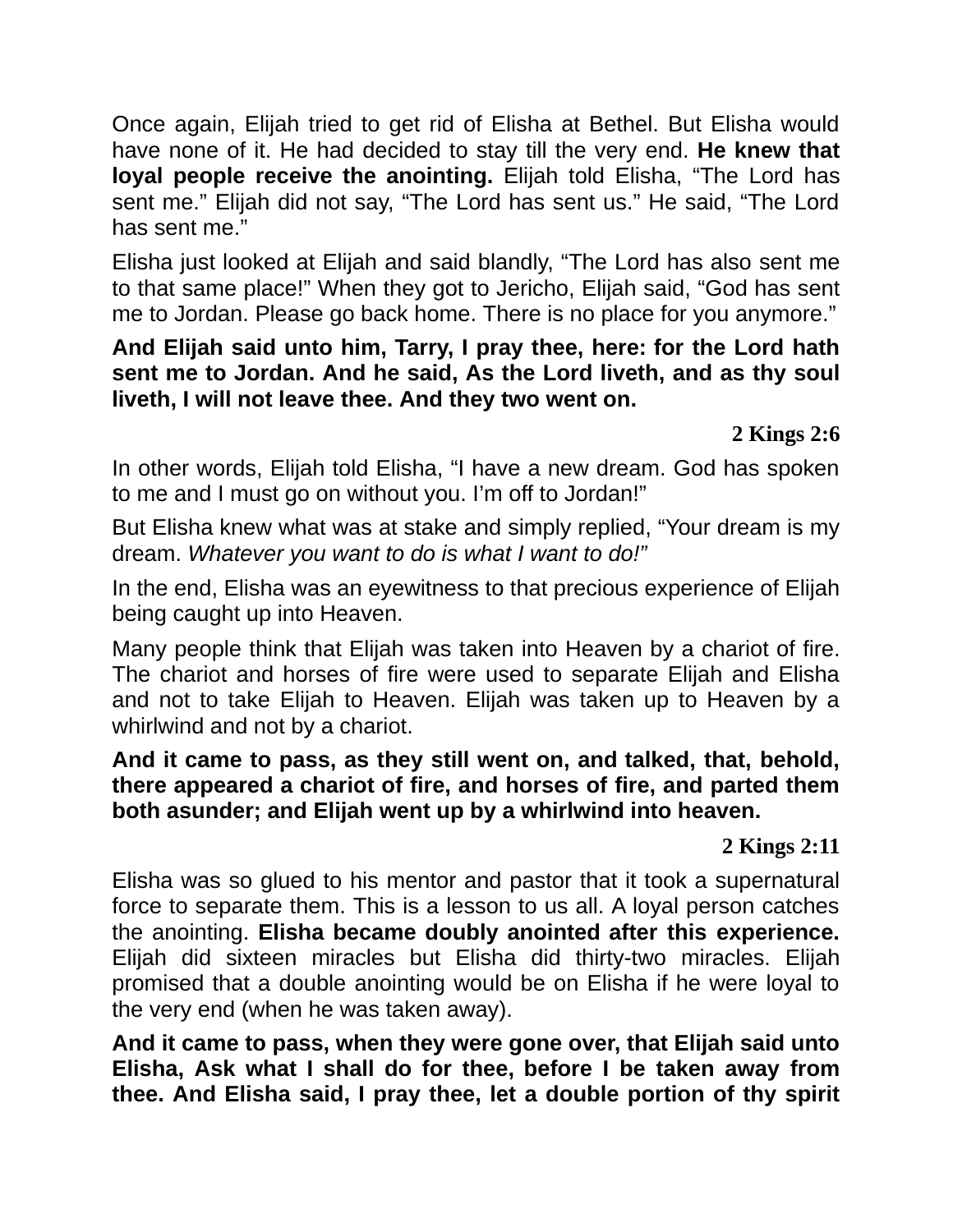Once again, Elijah tried to get rid of Elisha at Bethel. But Elisha would have none of it. He had decided to stay till the very end. **He knew that loyal people receive the anointing.** Elijah told Elisha, “The Lord has sent me.” Elijah did not say, “The Lord has sent us.” He said, “The Lord has sent me.”

Elisha just looked at Elijah and said blandly, “The Lord has also sent me to that same place!” When they got to Jericho, Elijah said, “God has sent me to Jordan. Please go back home. There is no place for you anymore.”

**And Elijah said unto him, Tarry, I pray thee, here: for the Lord hath sent me to Jordan. And he said, As the Lord liveth, and as thy soul liveth, I will not leave thee. And they two went on.**

**2 Kings 2:6**

In other words, Elijah told Elisha, “I have a new dream. God has spoken to me and I must go on without you. I’m off to Jordan!”

But Elisha knew what was at stake and simply replied, “Your dream is my dream. *Whatever you want to do is what I want to do!”*

In the end, Elisha was an eyewitness to that precious experience of Elijah being caught up into Heaven.

Many people think that Elijah was taken into Heaven by a chariot of fire. The chariot and horses of fire were used to separate Elijah and Elisha and not to take Elijah to Heaven. Elijah was taken up to Heaven by a whirlwind and not by a chariot.

**And it came to pass, as they still went on, and talked, that, behold, there appeared a chariot of fire, and horses of fire, and parted them both asunder; and Elijah went up by a whirlwind into heaven.**

**2 Kings 2:11**

Elisha was so glued to his mentor and pastor that it took a supernatural force to separate them. This is a lesson to us all. A loyal person catches the anointing. **Elisha became doubly anointed after this experience.** Elijah did sixteen miracles but Elisha did thirty-two miracles. Elijah promised that a double anointing would be on Elisha if he were loyal to the very end (when he was taken away).

**And it came to pass, when they were gone over, that Elijah said unto Elisha, Ask what I shall do for thee, before I be taken away from thee. And Elisha said, I pray thee, let a double portion of thy spirit**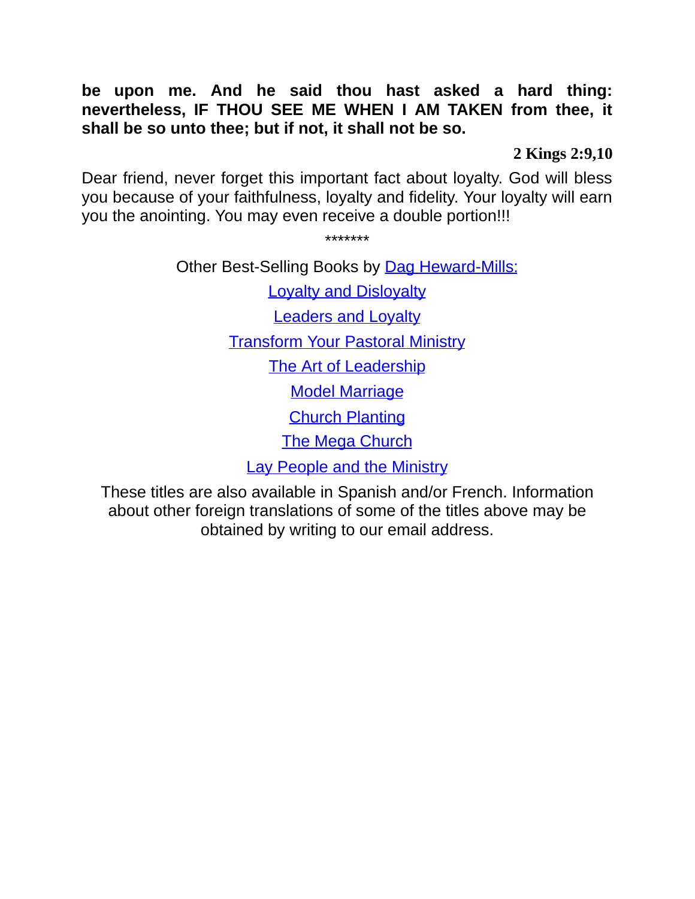**be upon me. And he said thou hast asked a hard thing: nevertheless, IF THOU SEE ME WHEN I AM TAKEN from thee, it shall be so unto thee; but if not, it shall not be so.**

**2 Kings 2:9,10**

Dear friend, never forget this important fact about loyalty. God will bless you because of your faithfulness, loyalty and fidelity. Your loyalty will earn you the anointing. You may even receive a double portion!!!

*******

Other Best-Selling Books by Dag Heward-Mills:

Loyalty and Disloyalty

Leaders and Loyalty

Transform Your Pastoral Ministry

The Art of Leadership

Model Marriage

Church Planting

The Mega Church

Lay People and the Ministry

These titles are also available in Spanish and/or French. Information about other foreign translations of some of the titles above may be obtained by writing to our email address.